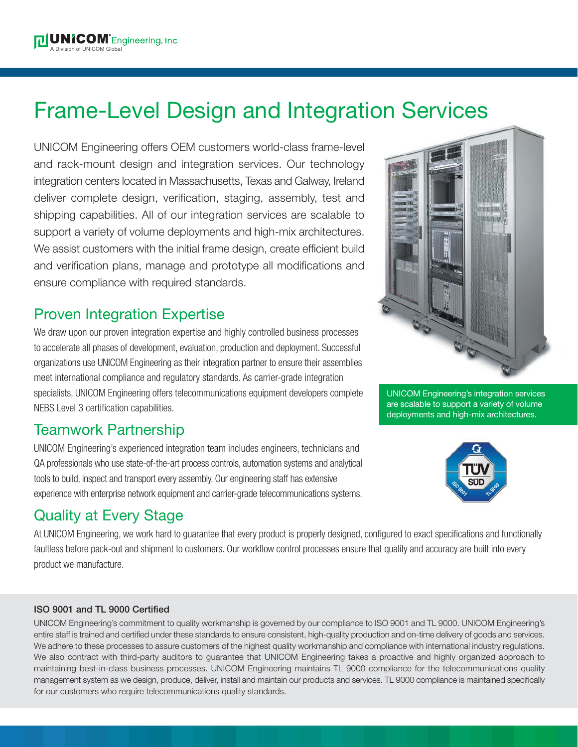UNICOM® Engineering, Inc.
A Division of UNICOM Global

# Frame-Level Design and Integration Services

UNICOM Engineering offers OEM customers world-class frame-level and rack-mount design and integration services. Our technology integration centers located in Massachusetts, Texas and Galway, Ireland deliver complete design, verification, staging, assembly, test and shipping capabilities. All of our integration services are scalable to support a variety of volume deployments and high-mix architectures. We assist customers with the initial frame design, create efficient build and verification plans, manage and prototype all modifications and ensure compliance with required standards.

UNICOM Engineering's integration services are scalable to support a variety of volume deployments and high-mix architectures.

## Proven Integration Expertise

We draw upon our proven integration expertise and highly controlled business processes to accelerate all phases of development, evaluation, production and deployment. Successful organizations use UNICOM Engineering as their integration partner to ensure their assemblies meet international compliance and regulatory standards. As carrier-grade integration specialists, UNICOM Engineering offers telecommunications equipment developers complete NEBS Level 3 certification capabilities.

## Teamwork Partnership

UNICOM Engineering's experienced integration team includes engineers, technicians and QA professionals who use state-of-the-art process controls, automation systems and analytical tools to build, inspect and transport every assembly. Our engineering staff has extensive experience with enterprise network equipment and carrier-grade telecommunications systems.

## Quality at Every Stage

At UNICOM Engineering, we work hard to guarantee that every product is properly designed, configured to exact specifications and functionally faultless before pack-out and shipment to customers. Our workflow control processes ensure that quality and accuracy are built into every product we manufacture.

### ISO 9001 and TL 9000 Certified

UNICOM Engineering's commitment to quality workmanship is governed by our compliance to ISO 9001 and TL 9000. UNICOM Engineering's entire staff is trained and certified under these standards to ensure consistent, high-quality production and on-time delivery of goods and services. We adhere to these processes to assure customers of the highest quality workmanship and compliance with international industry regulations. We also contract with third-party auditors to guarantee that UNICOM Engineering takes a proactive and highly organized approach to maintaining best-in-class business processes. UNICOM Engineering maintains TL 9000 compliance for the telecommunications quality management system as we design, produce, deliver, install and maintain our products and services. TL 9000 compliance is maintained specifically for our customers who require telecommunications quality standards.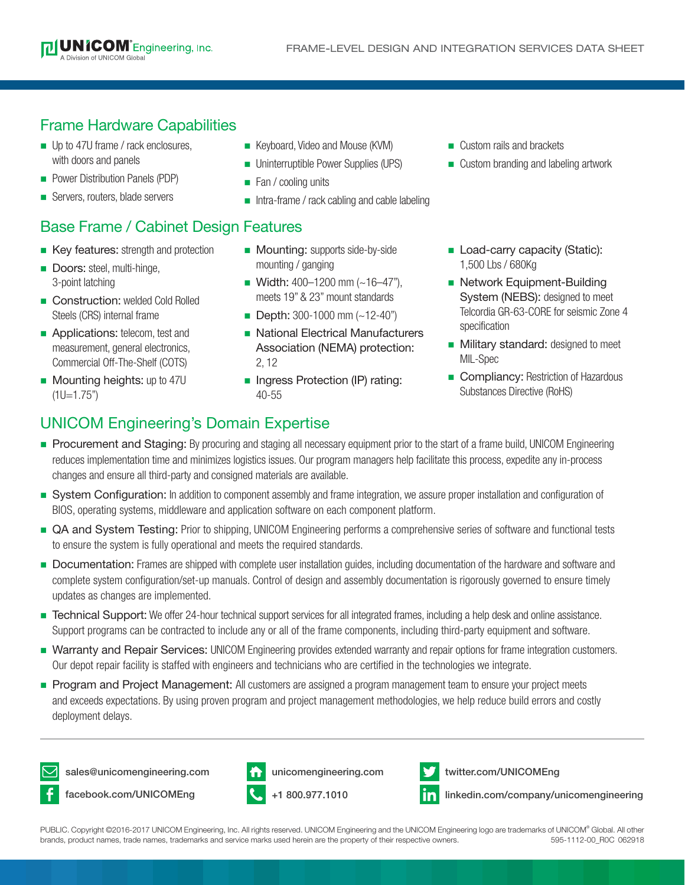## Frame Hardware Capabilities

- Up to 47U frame / rack enclosures, with doors and panels
- Power Distribution Panels (PDP)
- Servers, routers, blade servers
- Keyboard, Video and Mouse (KVM)
- Uninterruptible Power Supplies (UPS)
- Fan / cooling units
- Intra-frame / rack cabling and cable labeling
- Custom rails and brackets
- Custom branding and labeling artwork

## Base Frame / Cabinet Design Features

- **Key features:** strength and protection
- **Doors:** steel, multi-hinge, 3-point latching
- **Construction:** welded Cold Rolled Steels (CRS) internal frame
- **Applications:** telecom, test and measurement, general electronics, Commercial Off-The-Shelf (COTS)
- **Mounting heights:** up to 47U (1U=1.75")
- **Mounting:** supports side-by-side mounting / ganging
- **Width:** 400–1200 mm (~16–47"), meets 19" & 23" mount standards
- **Depth:** 300-1000 mm (~12-40")
- **National Electrical Manufacturers Association (NEMA) protection:** 2, 12
- **Ingress Protection (IP) rating:** 40-55
- **Load-carry capacity (Static):** 1,500 Lbs / 680Kg
- **Network Equipment-Building System (NEBS):** designed to meet Telcordia GR-63-CORE for seismic Zone 4 specification
- **Military standard:** designed to meet MIL-Spec
- **Compliancy:** Restriction of Hazardous Substances Directive (RoHS)

## UNICOM Engineering's Domain Expertise

- **Procurement and Staging:** By procuring and staging all necessary equipment prior to the start of a frame build, UNICOM Engineering reduces implementation time and minimizes logistics issues. Our program managers help facilitate this process, expedite any in-process changes and ensure all third-party and consigned materials are available.
- **System Configuration:** In addition to component assembly and frame integration, we assure proper installation and configuration of BIOS, operating systems, middleware and application software on each component platform.
- **QA and System Testing:** Prior to shipping, UNICOM Engineering performs a comprehensive series of software and functional tests to ensure the system is fully operational and meets the required standards.
- **Documentation:** Frames are shipped with complete user installation guides, including documentation of the hardware and software and complete system configuration/set-up manuals. Control of design and assembly documentation is rigorously governed to ensure timely updates as changes are implemented.
- **Technical Support:** We offer 24-hour technical support services for all integrated frames, including a help desk and online assistance. Support programs can be contracted to include any or all of the frame components, including third-party equipment and software.
- **Warranty and Repair Services:** UNICOM Engineering provides extended warranty and repair options for frame integration customers. Our depot repair facility is staffed with engineers and technicians who are certified in the technologies we integrate.
- **Program and Project Management:** All customers are assigned a program management team to ensure your project meets and exceeds expectations. By using proven program and project management methodologies, we help reduce build errors and costly deployment delays.

---

sales@unicomengineering.com
facebook.com/UNICOMEng
unicomengineering.com
+1 800.977.1010
twitter.com/UNICOMEng
linkedin.com/company/unicomengineering

PUBLIC. Copyright ©2016-2017 UNICOM Engineering, Inc. All rights reserved. UNICOM Engineering and the UNICOM Engineering logo are trademarks of UNICOM® Global. All other brands, product names, trade names, trademarks and service marks used herein are the property of their respective owners. 595-1112-00_R0C 062918